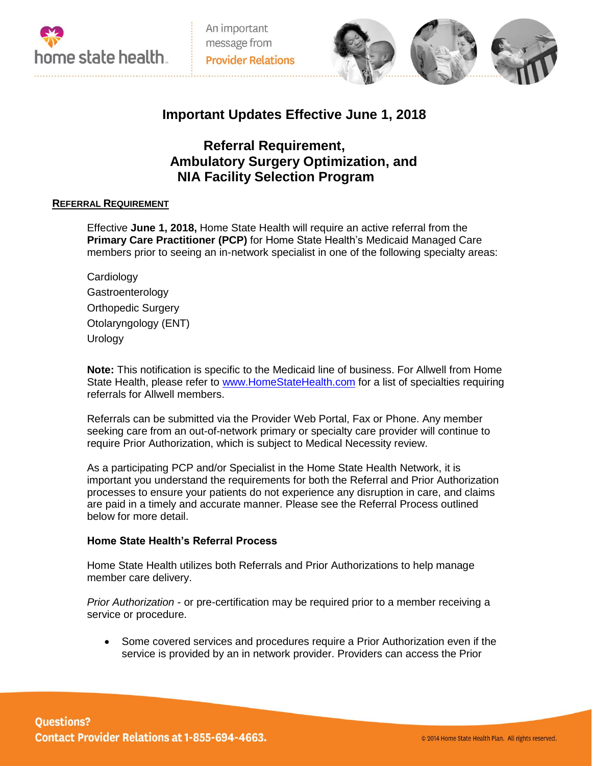# Important Updates Effective June 1, 2018

## Referral Requirement, Ambulatory Surgery Optimization, and NIA Facility Selection Program

### REFERRAL REQUIREMENT

Effective **June 1, 2018,** Home State Health will require an active referral from the **Primary Care Practitioner (PCP)** for Home State Health's Medicaid Managed Care members prior to seeing an in-network specialist in one of the following specialty areas:

Cardiology
Gastroenterology
Orthopedic Surgery
Otolaryngology (ENT)
Urology

**Note:** This notification is specific to the Medicaid line of business. For Allwell from Home State Health, please refer to www.HomeStateHealth.com for a list of specialties requiring referrals for Allwell members.

Referrals can be submitted via the Provider Web Portal, Fax or Phone. Any member seeking care from an out-of-network primary or specialty care provider will continue to require Prior Authorization, which is subject to Medical Necessity review.

As a participating PCP and/or Specialist in the Home State Health Network, it is important you understand the requirements for both the Referral and Prior Authorization processes to ensure your patients do not experience any disruption in care, and claims are paid in a timely and accurate manner. Please see the Referral Process outlined below for more detail.

**Home State Health's Referral Process**

Home State Health utilizes both Referrals and Prior Authorizations to help manage member care delivery.

*Prior Authorization* - or pre-certification may be required prior to a member receiving a service or procedure.

- Some covered services and procedures require a Prior Authorization even if the service is provided by an in network provider. Providers can access the Prior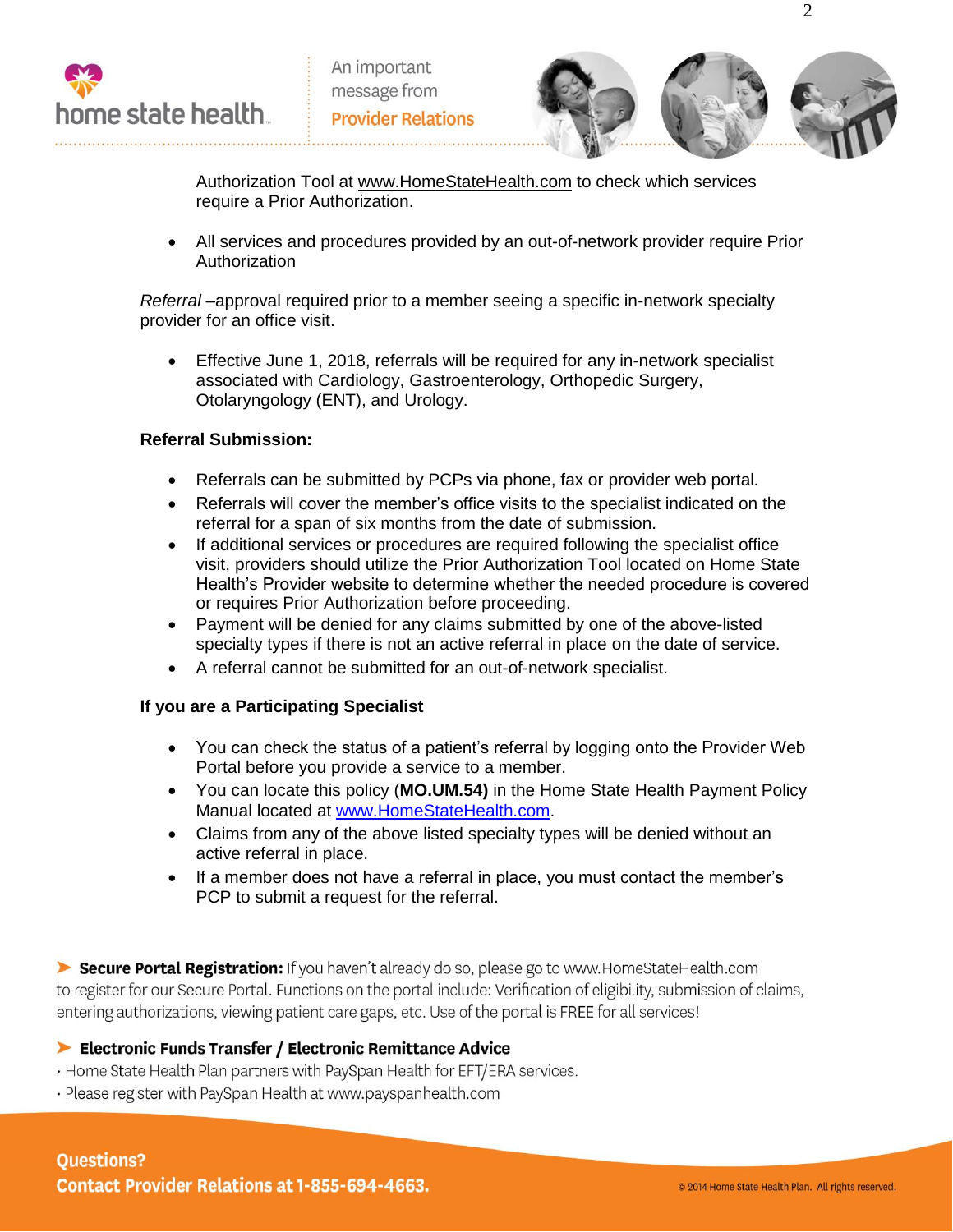Authorization Tool at www.HomeStateHealth.com to check which services require a Prior Authorization.

- All services and procedures provided by an out-of-network provider require Prior Authorization

*Referral* –approval required prior to a member seeing a specific in-network specialty provider for an office visit.

- Effective June 1, 2018, referrals will be required for any in-network specialist associated with Cardiology, Gastroenterology, Orthopedic Surgery, Otolaryngology (ENT), and Urology.

**Referral Submission:**

- Referrals can be submitted by PCPs via phone, fax or provider web portal.
- Referrals will cover the member's office visits to the specialist indicated on the referral for a span of six months from the date of submission.
- If additional services or procedures are required following the specialist office visit, providers should utilize the Prior Authorization Tool located on Home State Health's Provider website to determine whether the needed procedure is covered or requires Prior Authorization before proceeding.
- Payment will be denied for any claims submitted by one of the above-listed specialty types if there is not an active referral in place on the date of service.
- A referral cannot be submitted for an out-of-network specialist.

**If you are a Participating Specialist**

- You can check the status of a patient's referral by logging onto the Provider Web Portal before you provide a service to a member.
- You can locate this policy (**MO.UM.54)** in the Home State Health Payment Policy Manual located at [www.HomeStateHealth.com](http://www.HomeStateHealth.com).
- Claims from any of the above listed specialty types will be denied without an active referral in place.
- If a member does not have a referral in place, you must contact the member's PCP to submit a request for the referral.

**Secure Portal Registration:** If you haven't already do so, please go to www.HomeStateHealth.com to register for our Secure Portal. Functions on the portal include: Verification of eligibility, submission of claims, entering authorizations, viewing patient care gaps, etc. Use of the portal is FREE for all services!

**Electronic Funds Transfer / Electronic Remittance Advice**

- Home State Health Plan partners with PaySpan Health for EFT/ERA services.
- Please register with PaySpan Health at www.payspanhealth.com

**Questions?**
**Contact Provider Relations at 1-855-694-4663.**

© 2014 Home State Health Plan. All rights reserved.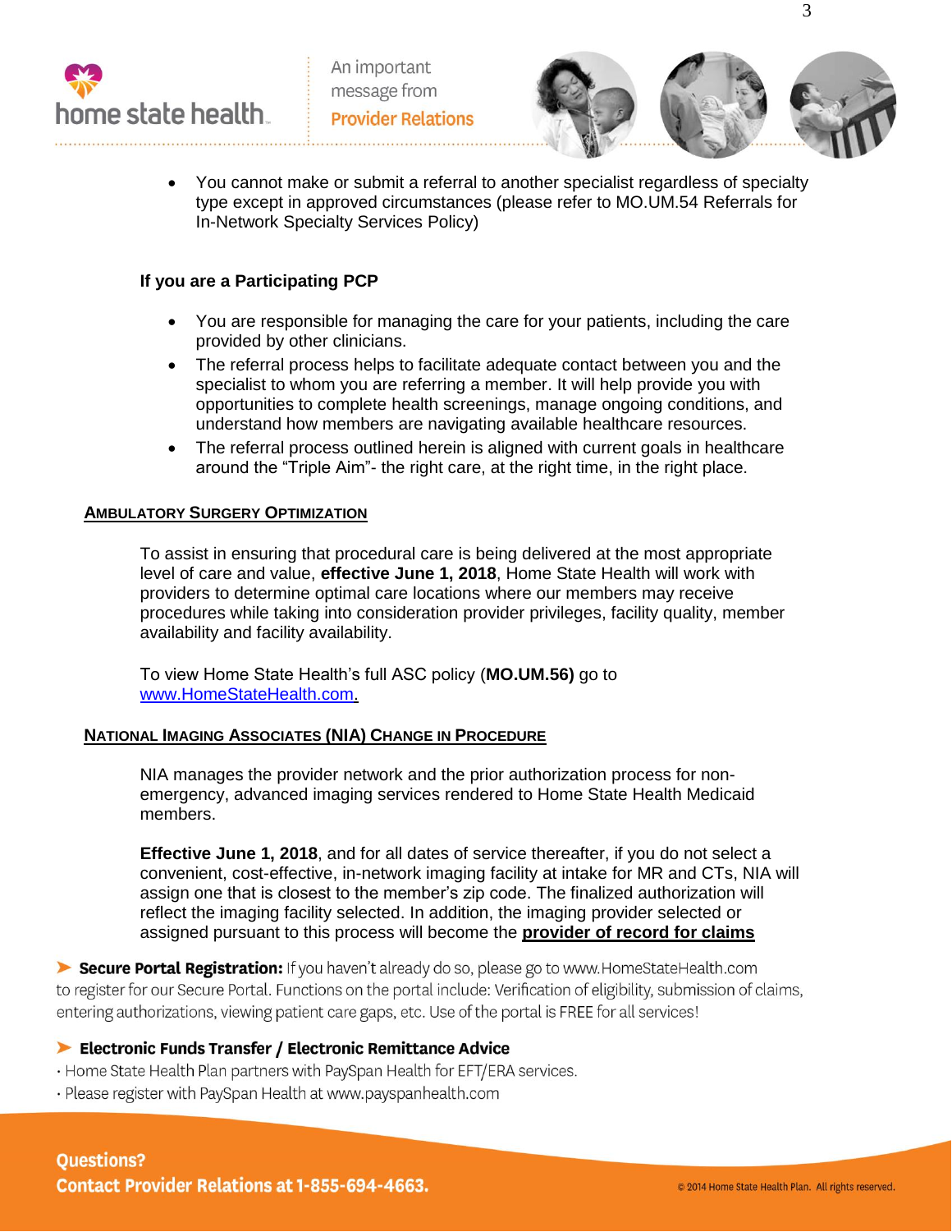- You cannot make or submit a referral to another specialist regardless of specialty type except in approved circumstances (please refer to MO.UM.54 Referrals for In-Network Specialty Services Policy)

**If you are a Participating PCP**

- You are responsible for managing the care for your patients, including the care provided by other clinicians.
- The referral process helps to facilitate adequate contact between you and the specialist to whom you are referring a member. It will help provide you with opportunities to complete health screenings, manage ongoing conditions, and understand how members are navigating available healthcare resources.
- The referral process outlined herein is aligned with current goals in healthcare around the "Triple Aim"- the right care, at the right time, in the right place.

## AMBULATORY SURGERY OPTIMIZATION

To assist in ensuring that procedural care is being delivered at the most appropriate level of care and value, **effective June 1, 2018**, Home State Health will work with providers to determine optimal care locations where our members may receive procedures while taking into consideration provider privileges, facility quality, member availability and facility availability.

To view Home State Health's full ASC policy (**MO.UM.56)** go to www.HomeStateHealth.com.

## NATIONAL IMAGING ASSOCIATES (NIA) CHANGE IN PROCEDURE

NIA manages the provider network and the prior authorization process for non-emergency, advanced imaging services rendered to Home State Health Medicaid members.

**Effective June 1, 2018**, and for all dates of service thereafter, if you do not select a convenient, cost-effective, in-network imaging facility at intake for MR and CTs, NIA will assign one that is closest to the member's zip code. The finalized authorization will reflect the imaging facility selected. In addition, the imaging provider selected or assigned pursuant to this process will become the **provider of record for claims**

**Secure Portal Registration:** If you haven't already do so, please go to www.HomeStateHealth.com to register for our Secure Portal. Functions on the portal include: Verification of eligibility, submission of claims, entering authorizations, viewing patient care gaps, etc. Use of the portal is FREE for all services!

**Electronic Funds Transfer / Electronic Remittance Advice**

- Home State Health Plan partners with PaySpan Health for EFT/ERA services.
- Please register with PaySpan Health at www.payspanhealth.com

**Questions?**
**Contact Provider Relations at 1-855-694-4663.**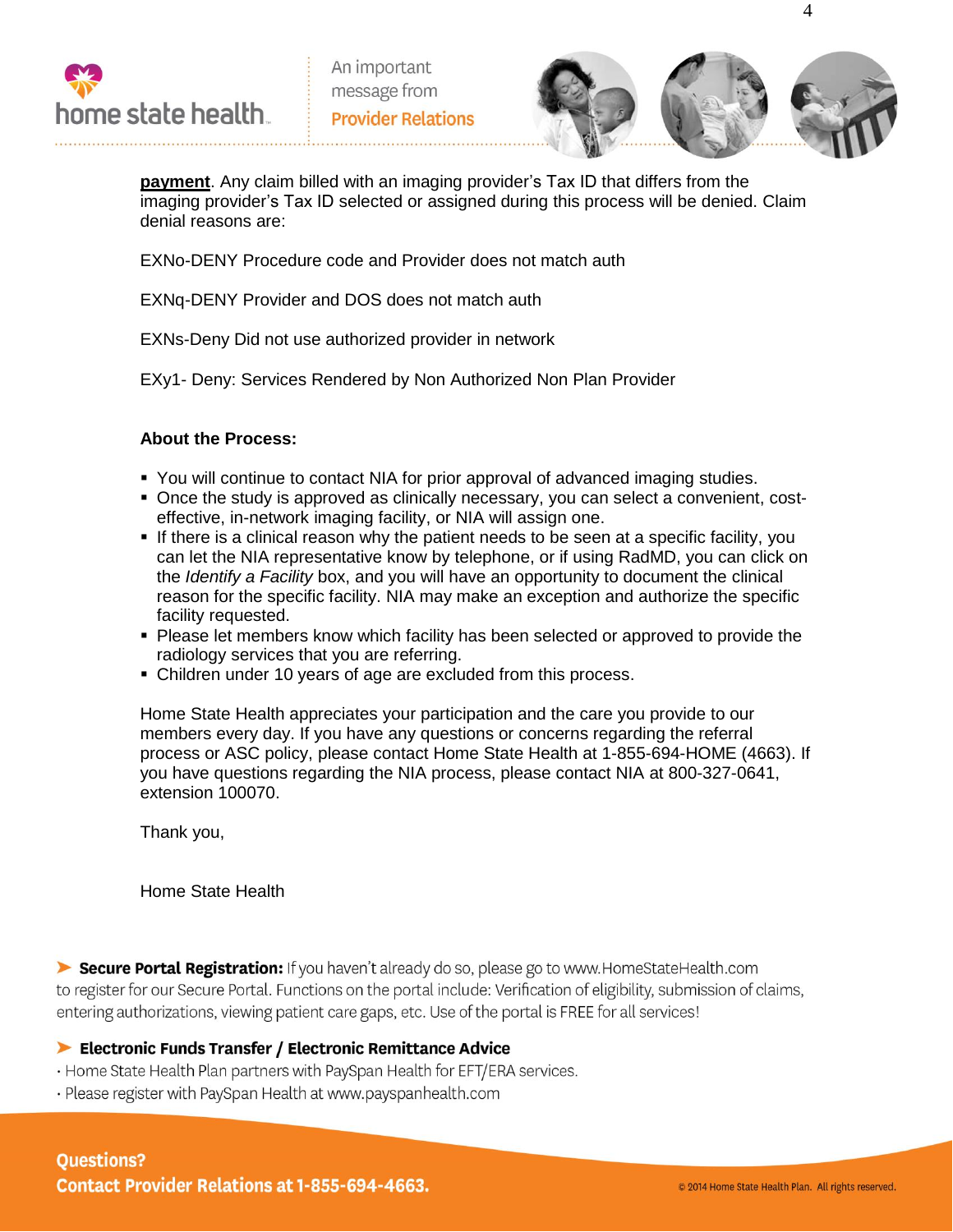**payment**. Any claim billed with an imaging provider's Tax ID that differs from the imaging provider's Tax ID selected or assigned during this process will be denied. Claim denial reasons are:

EXNo-DENY Procedure code and Provider does not match auth

EXNq-DENY Provider and DOS does not match auth

EXNs-Deny Did not use authorized provider in network

EXy1- Deny: Services Rendered by Non Authorized Non Plan Provider

**About the Process:**

- You will continue to contact NIA for prior approval of advanced imaging studies.
- Once the study is approved as clinically necessary, you can select a convenient, cost-effective, in-network imaging facility, or NIA will assign one.
- If there is a clinical reason why the patient needs to be seen at a specific facility, you can let the NIA representative know by telephone, or if using RadMD, you can click on the *Identify a Facility* box, and you will have an opportunity to document the clinical reason for the specific facility. NIA may make an exception and authorize the specific facility requested.
- Please let members know which facility has been selected or approved to provide the radiology services that you are referring.
- Children under 10 years of age are excluded from this process.

Home State Health appreciates your participation and the care you provide to our members every day. If you have any questions or concerns regarding the referral process or ASC policy, please contact Home State Health at 1-855-694-HOME (4663). If you have questions regarding the NIA process, please contact NIA at 800-327-0641, extension 100070.

Thank you,

Home State Health

**Secure Portal Registration:** If you haven't already do so, please go to www.HomeStateHealth.com to register for our Secure Portal. Functions on the portal include: Verification of eligibility, submission of claims, entering authorizations, viewing patient care gaps, etc. Use of the portal is FREE for all services!

**Electronic Funds Transfer / Electronic Remittance Advice**

- Home State Health Plan partners with PaySpan Health for EFT/ERA services.
- Please register with PaySpan Health at www.payspanhealth.com

**Questions?**
**Contact Provider Relations at 1-855-694-4663.**

© 2014 Home State Health Plan. All rights reserved.